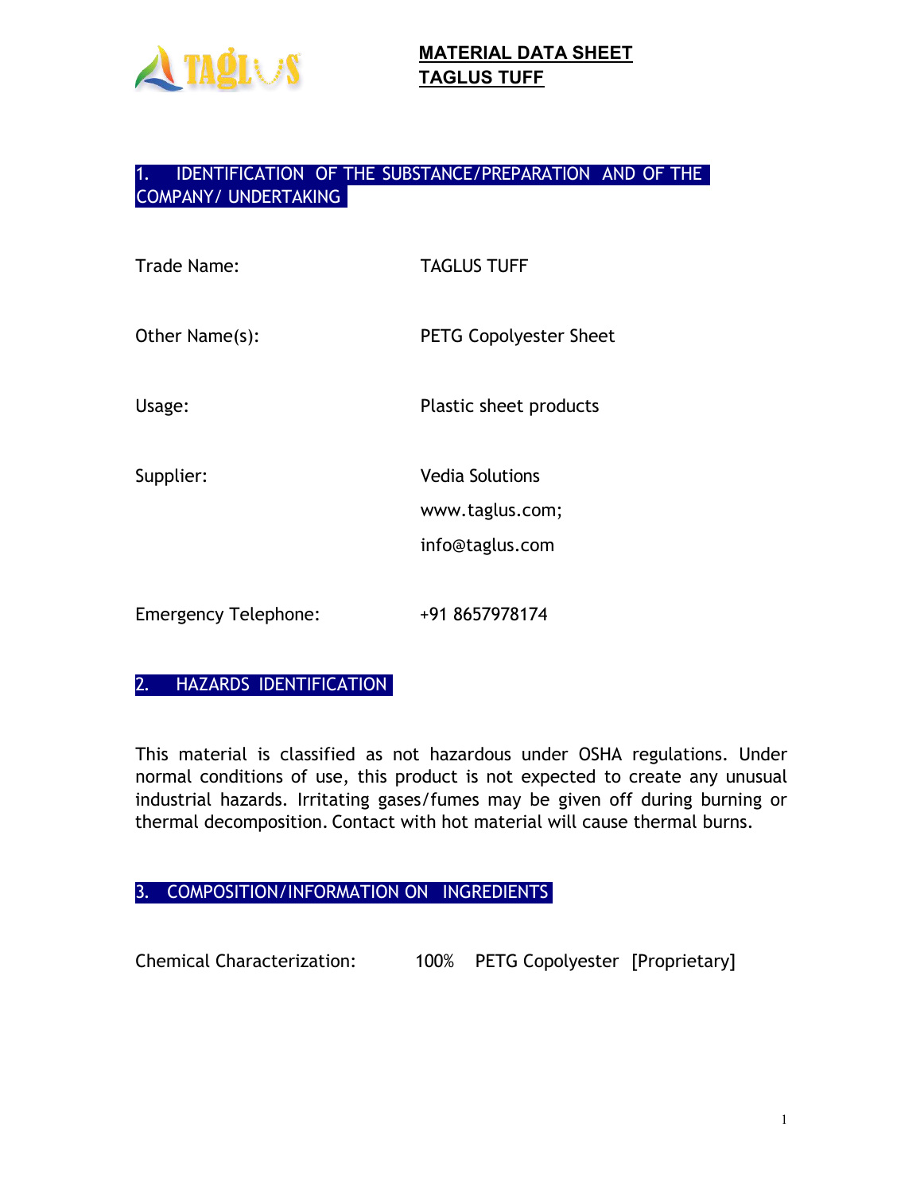# MATERIAL DATA SHEET
# TAGLUS TUFF

## 1. IDENTIFICATION OF THE SUBSTANCE/PREPARATION AND OF THE COMPANY/ UNDERTAKING

| | |
|---|---|
| Trade Name: | TAGLUS TUFF |
| Other Name(s): | PETG Copolyester Sheet |
| Usage: | Plastic sheet products |
| Supplier: | Vedia Solutions<br>www.taglus.com;<br>info@taglus.com |
| Emergency Telephone: | +91 8657978174 |

## 2. HAZARDS IDENTIFICATION

This material is classified as not hazardous under OSHA regulations. Under normal conditions of use, this product is not expected to create any unusual industrial hazards. Irritating gases/fumes may be given off during burning or thermal decomposition. Contact with hot material will cause thermal burns.

## 3. COMPOSITION/INFORMATION ON INGREDIENTS

Chemical Characterization: 100% PETG Copolyester [Proprietary]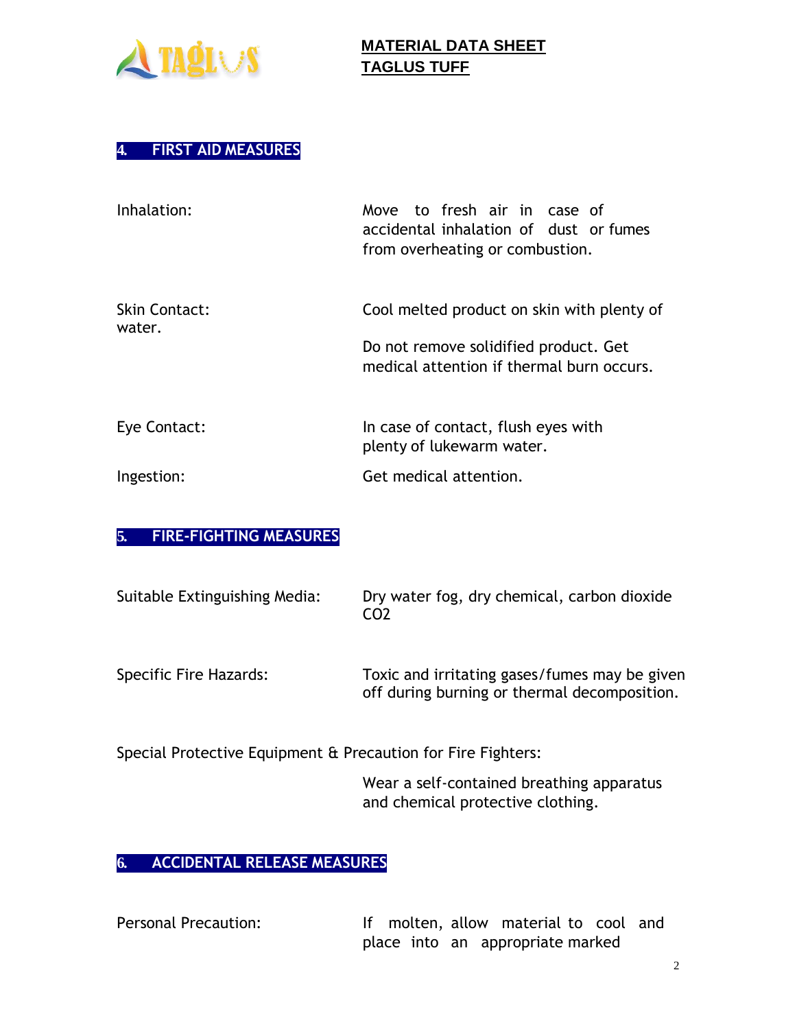## 4. FIRST AID MEASURES

| | |
|---|---|
| Inhalation: | Move to fresh air in case of accidental inhalation of dust or fumes from overheating or combustion. |
| Skin Contact: | Cool melted product on skin with plenty of water. Do not remove solidified product. Get medical attention if thermal burn occurs. |
| Eye Contact: | In case of contact, flush eyes with plenty of lukewarm water. |
| Ingestion: | Get medical attention. |

## 5. FIRE-FIGHTING MEASURES

| | |
|---|---|
| Suitable Extinguishing Media: | Dry water fog, dry chemical, carbon dioxide $CO_2$ |
| Specific Fire Hazards: | Toxic and irritating gases/fumes may be given off during burning or thermal decomposition. |

Special Protective Equipment & Precaution for Fire Fighters:

Wear a self-contained breathing apparatus and chemical protective clothing.

## 6. ACCIDENTAL RELEASE MEASURES

| | |
|---|---|
| Personal Precaution: | If molten, allow material to cool and place into an appropriate marked |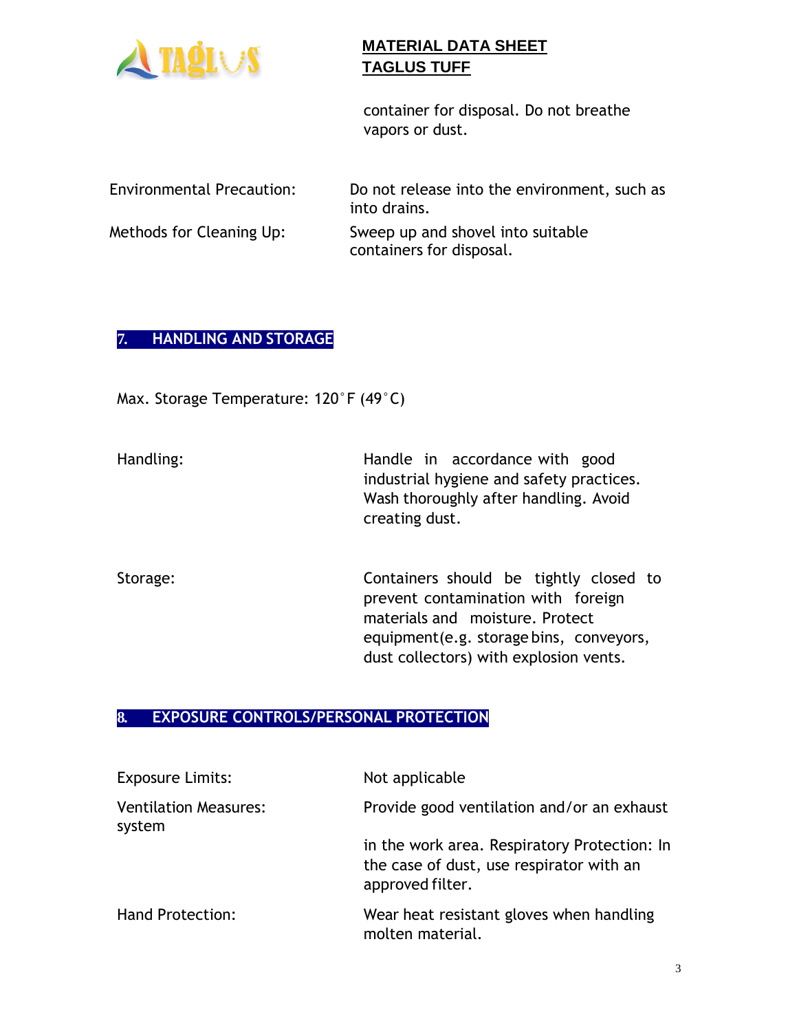container for disposal. Do not breathe vapors or dust.

| | |
|---|---|
| Environmental Precaution: | Do not release into the environment, such as into drains. |
| Methods for Cleaning Up: | Sweep up and shovel into suitable containers for disposal. |

## 7. HANDLING AND STORAGE

Max. Storage Temperature: 120˚F (49˚C)

| | |
|---|---|
| Handling: | Handle in accordance with good industrial hygiene and safety practices. Wash thoroughly after handling. Avoid creating dust. |
| Storage: | Containers should be tightly closed to prevent contamination with foreign materials and moisture. Protect equipment(e.g. storage bins, conveyors, dust collectors) with explosion vents. |

## 8. EXPOSURE CONTROLS/PERSONAL PROTECTION

| | |
|---|---|
| Exposure Limits: | Not applicable |
| Ventilation Measures: system | Provide good ventilation and/or an exhaust in the work area. Respiratory Protection: In the case of dust, use respirator with an approved filter. |
| Hand Protection: | Wear heat resistant gloves when handling molten material. |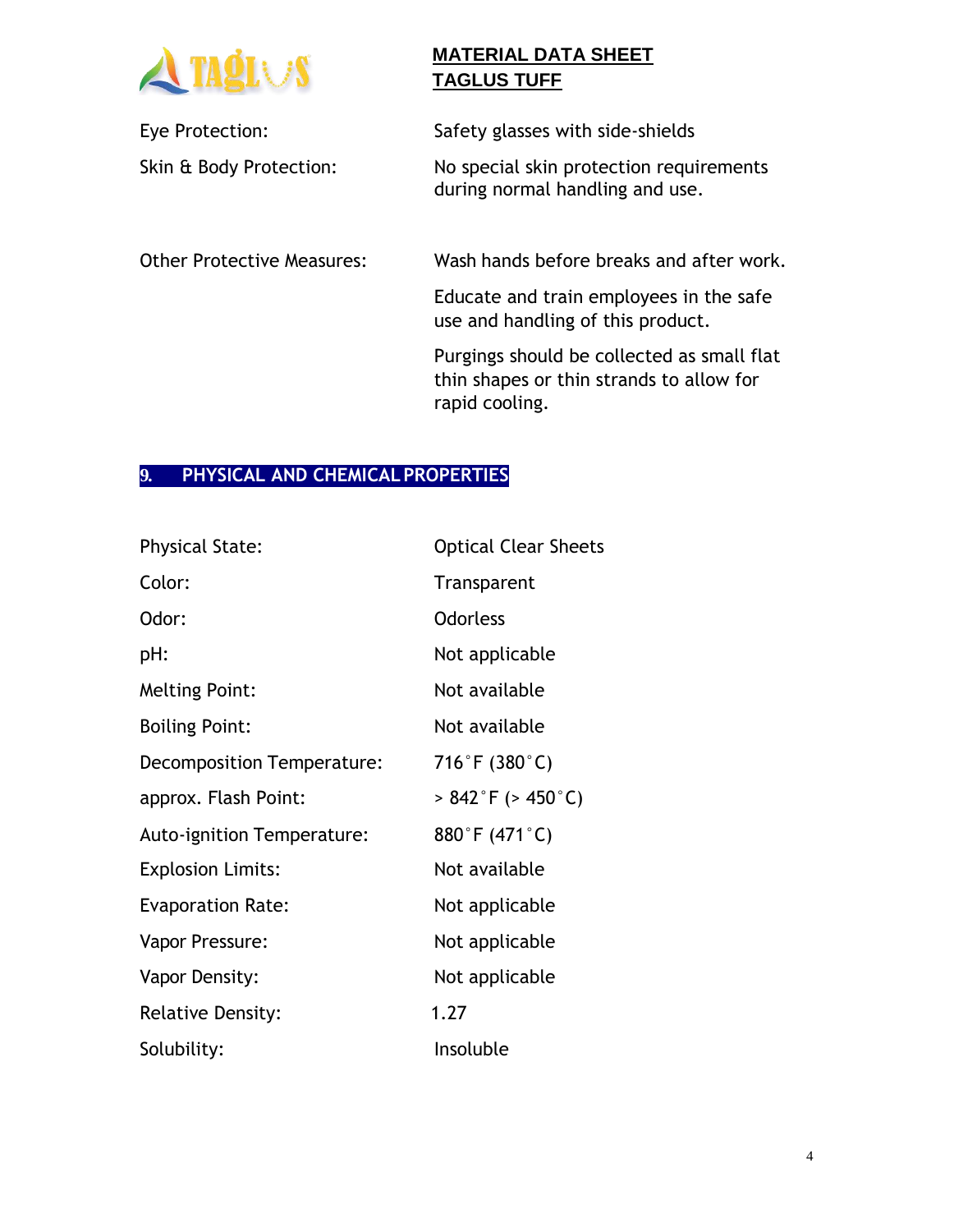| | |
|---|---|
| Eye Protection: | Safety glasses with side-shields |
| Skin & Body Protection: | No special skin protection requirements during normal handling and use. |
| Other Protective Measures: | Wash hands before breaks and after work. |
| | Educate and train employees in the safe use and handling of this product. |
| | Purgings should be collected as small flat thin shapes or thin strands to allow for rapid cooling. |

## 9. PHYSICAL AND CHEMICAL PROPERTIES

| | |
|---|---|
| Physical State: | Optical Clear Sheets |
| Color: | Transparent |
| Odor: | Odorless |
| pH: | Not applicable |
| Melting Point: | Not available |
| Boiling Point: | Not available |
| Decomposition Temperature: | 716˚F (380˚C) |
| approx. Flash Point: | > 842˚F (> 450˚C) |
| Auto-ignition Temperature: | 880˚F (471˚C) |
| Explosion Limits: | Not available |
| Evaporation Rate: | Not applicable |
| Vapor Pressure: | Not applicable |
| Vapor Density: | Not applicable |
| Relative Density: | 1.27 |
| Solubility: | Insoluble |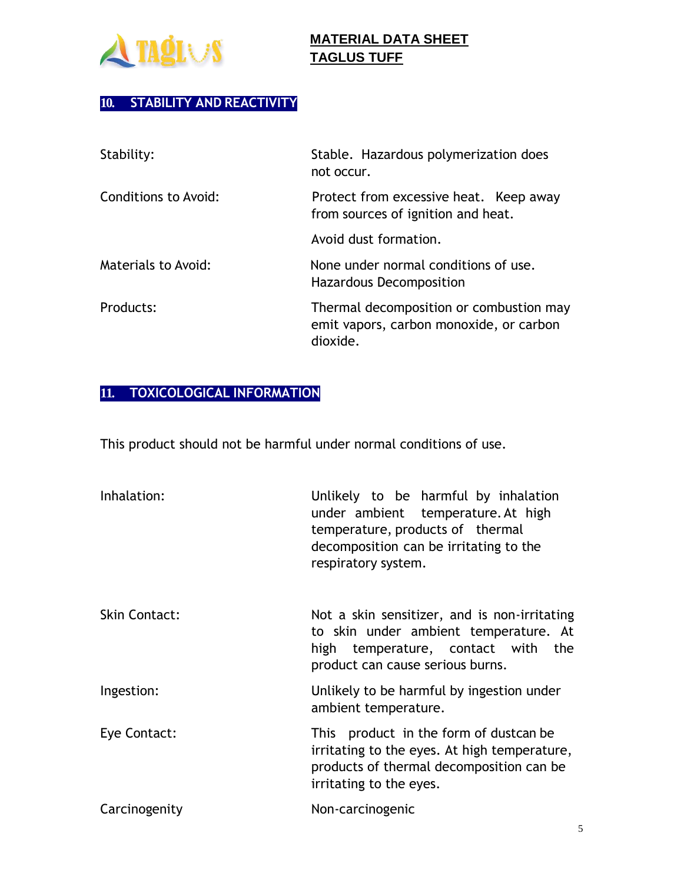## 10. STABILITY AND REACTIVITY

| | |
|---|---|
| Stability: | Stable. Hazardous polymerization does not occur. |
| Conditions to Avoid: | Protect from excessive heat. Keep away from sources of ignition and heat. |
| | Avoid dust formation. |
| Materials to Avoid: | None under normal conditions of use. Hazardous Decomposition |
| Products: | Thermal decomposition or combustion may emit vapors, carbon monoxide, or carbon dioxide. |

## 11. TOXICOLOGICAL INFORMATION

This product should not be harmful under normal conditions of use.

| | |
|---|---|
| Inhalation: | Unlikely to be harmful by inhalation under ambient temperature. At high temperature, products of thermal decomposition can be irritating to the respiratory system. |
| Skin Contact: | Not a skin sensitizer, and is non-irritating to skin under ambient temperature. At high temperature, contact with the product can cause serious burns. |
| Ingestion: | Unlikely to be harmful by ingestion under ambient temperature. |
| Eye Contact: | This product in the form of dustcan be irritating to the eyes. At high temperature, products of thermal decomposition can be irritating to the eyes. |
| Carcinogenity | Non-carcinogenic |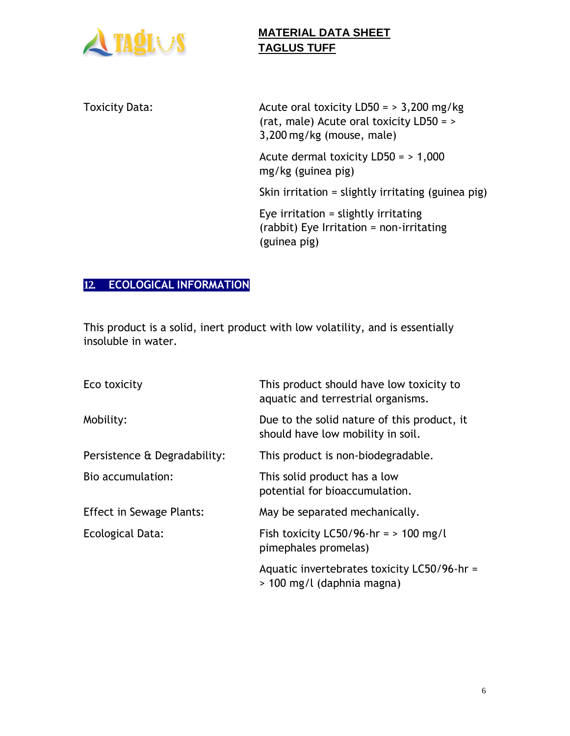| | |
|---|---|
| Toxicity Data: | Acute oral toxicity LD50 = > 3,200 mg/kg (rat, male) Acute oral toxicity LD50 = > 3,200 mg/kg (mouse, male) |
| | Acute dermal toxicity LD50 = > 1,000 mg/kg (guinea pig) |
| | Skin irritation = slightly irritating (guinea pig) |
| | Eye irritation = slightly irritating (rabbit) Eye Irritation = non-irritating (guinea pig) |

## 12. ECOLOGICAL INFORMATION

This product is a solid, inert product with low volatility, and is essentially insoluble in water.

| | |
|---|---|
| Eco toxicity | This product should have low toxicity to aquatic and terrestrial organisms. |
| Mobility: | Due to the solid nature of this product, it should have low mobility in soil. |
| Persistence & Degradability: | This product is non-biodegradable. |
| Bio accumulation: | This solid product has a low potential for bioaccumulation. |
| Effect in Sewage Plants: | May be separated mechanically. |
| Ecological Data: | Fish toxicity LC50/96-hr = > 100 mg/l pimephales promelas) |
| | Aquatic invertebrates toxicity LC50/96-hr = > 100 mg/l (daphnia magna) |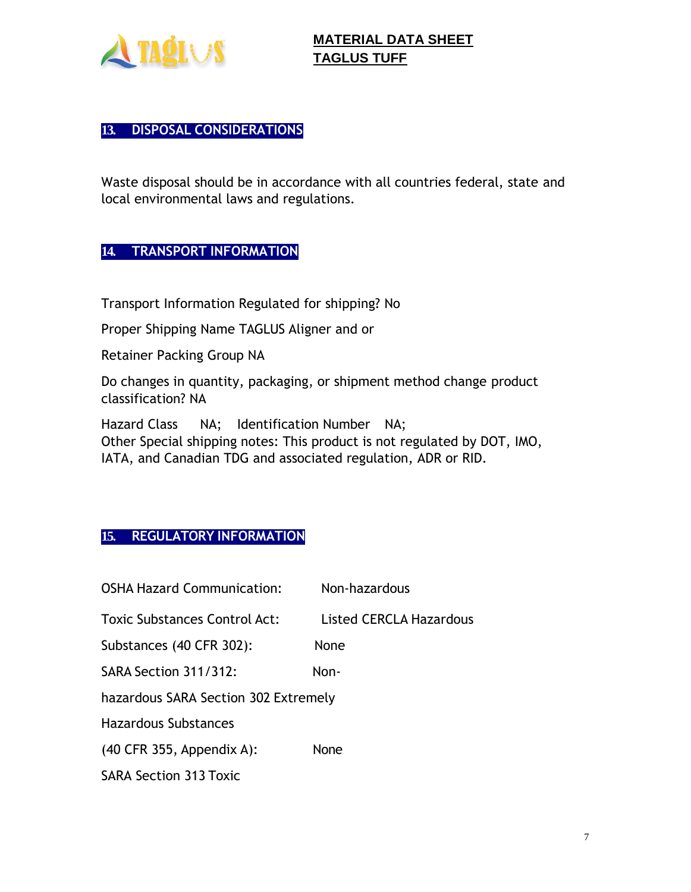## 13. DISPOSAL CONSIDERATIONS

Waste disposal should be in accordance with all countries federal, state and local environmental laws and regulations.

## 14. TRANSPORT INFORMATION

Transport Information Regulated for shipping? No

Proper Shipping Name TAGLUS Aligner and or

Retainer Packing Group NA

Do changes in quantity, packaging, or shipment method change product classification? NA

Hazard Class NA; Identification Number NA;
Other Special shipping notes: This product is not regulated by DOT, IMO, IATA, and Canadian TDG and associated regulation, ADR or RID.

## 15. REGULATORY INFORMATION

OSHA Hazard Communication: Non-hazardous

Toxic Substances Control Act: Listed CERCLA Hazardous

Substances (40 CFR 302): None

SARA Section 311/312: Non-

hazardous SARA Section 302 Extremely

Hazardous Substances

(40 CFR 355, Appendix A): None

SARA Section 313 Toxic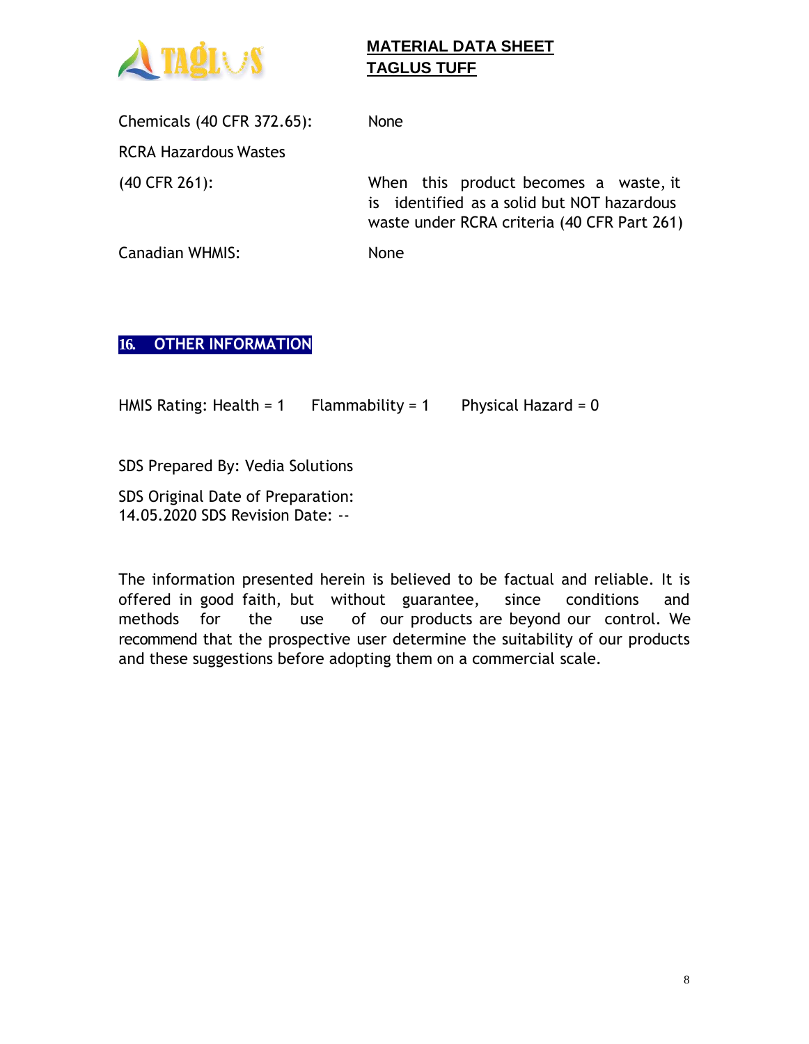| | |
|---|---|
| Chemicals (40 CFR 372.65): | None |
| RCRA Hazardous Wastes (40 CFR 261): | When this product becomes a waste, it is identified as a solid but NOT hazardous waste under RCRA criteria (40 CFR Part 261) |
| Canadian WHMIS: | None |

## 16. OTHER INFORMATION

HMIS Rating: Health = 1 Flammability = 1 Physical Hazard = 0

SDS Prepared By: Vedia Solutions

SDS Original Date of Preparation: 14.05.2020 SDS Revision Date: --

The information presented herein is believed to be factual and reliable. It is offered in good faith, but without guarantee, since conditions and methods for the use of our products are beyond our control. We recommend that the prospective user determine the suitability of our products and these suggestions before adopting them on a commercial scale.